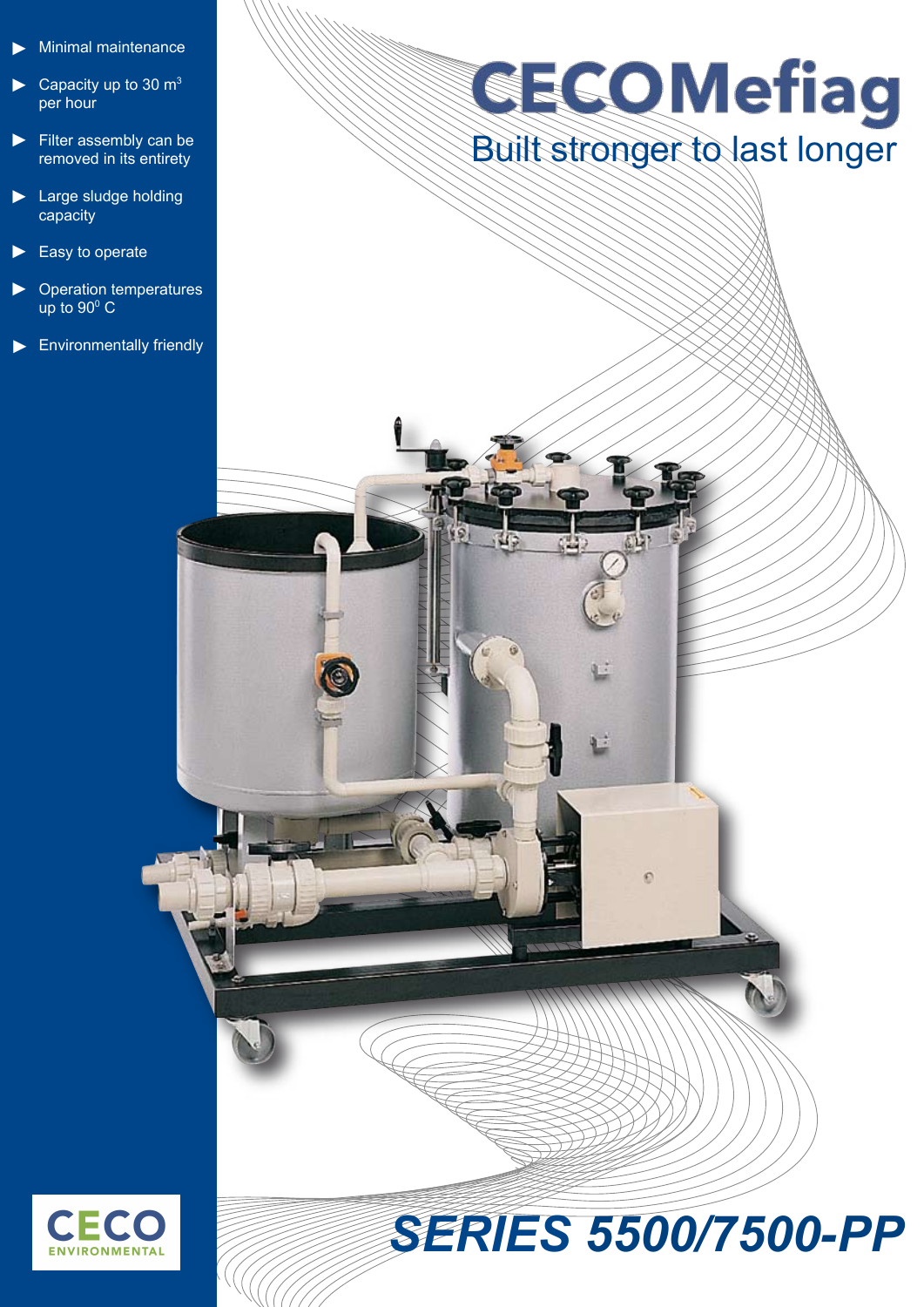# CECOMefiag

## Built stronger to last longer

- Minimal maintenance
- Capacity up to 30 $m^3$ per hour
- Filter assembly can be removed in its entirety
- Large sludge holding capacity
- Easy to operate
- Operation temperatures up to $90^0$ C
- Environmentally friendly

CECO ENVIRONMENTAL

# *SERIES 5500/7500-PP*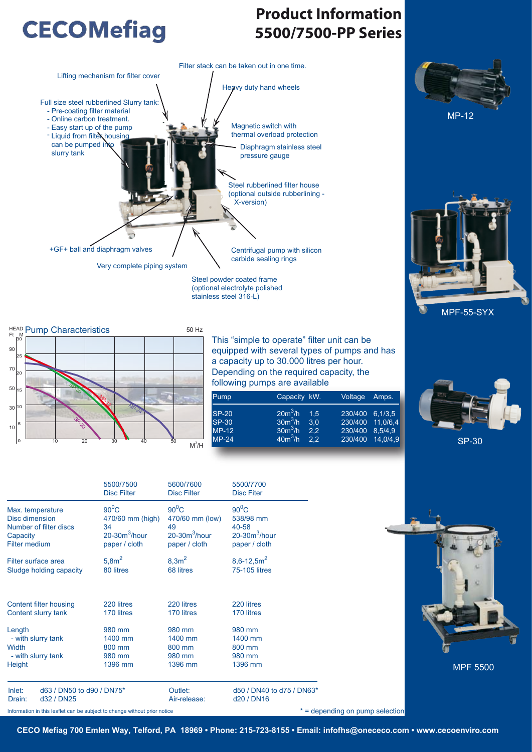# CECOMefiag

# Product Information 5500/7500-PP Series

Filter stack can be taken out in one time.

Lifting mechanism for filter cover

Heavy duty hand wheels

Full size steel rubberlined Slurry tank:
- Pre-coating filter material
- Online carbon treatment.
- Easy start up of the pump
- Liquid from filter housing can be pumped into slurry tank

Magnetic switch with thermal overload protection

Diaphragm stainless steel pressure gauge

Steel rubberlined filter house (optional outside rubberlining - X-version)

+GF+ ball and diaphragm valves

Centrifugal pump with silicon carbide sealing rings

Very complete piping system

Steel powder coated frame (optional electrolyte polished stainless steel 316-L)

MP-12

MPF-55-SYX

SP-30

MPF 5500

## Pump Characteristics

50 Hz

HEAD Ft M

0, 5, 10, 15, 20, 25, 30

10, 30, 50, 70, 90

0, 10, 20, 30, 40, 50

$M^3/H$

SP-30, MP-12, MP-24, SP-20

This "simple to operate" filter unit can be equipped with several types of pumps and has a capacity up to 30.000 litres per hour. Depending on the required capacity, the following pumps are available

| Pump | Capacity | kW. | Voltage | Amps. |
|---|---|---|---|---|
| SP-20 | $20m^3/h$ | 1,5 | 230/400 | 6,1/3,5 |
| SP-30 | $30m^3/h$ | 3,0 | 230/400 | 11,0/6,4 |
| MP-12 | $30m^3/h$ | 2,2 | 230/400 | 8,5/4,9 |
| MP-24 | $40m^3/h$ | 2,2 | 230/400 | 14,0/4,9 |

| | 5500/7500 Disc Filter | 5600/7600 Disc Filter | 5500/7700 Disc Filter |
|---|---|---|---|
| Max. temperature | $90^0C$ | $90^0C$ | $90^0C$ |
| Disc dimension | 470/60 mm (high) | 470/60 mm (low) | 538/98 mm |
| Number of filter discs | 34 | 49 | 40-58 |
| Capacity | $20\text{-}30m^3/hour$ | $20\text{-}30m^3/hour$ | $20\text{-}30m^3/hour$ |
| Filter medium | paper / cloth | paper / cloth | paper / cloth |
| Filter surface area | $5,8m^2$ | $8,3m^2$ | $8,6\text{-}12,5m^2$ |
| Sludge holding capacity | 80 litres | 68 litres | 75-105 litres |
| Content filter housing | 220 litres | 220 litres | 220 litres |
| Content slurry tank | 170 litres | 170 litres | 170 litres |
| Length | 980 mm | 980 mm | 980 mm |
| - with slurry tank | 1400 mm | 1400 mm | 1400 mm |
| Width | 800 mm | 800 mm | 800 mm |
| - with slurry tank | 980 mm | 980 mm | 980 mm |
| Height | 1396 mm | 1396 mm | 1396 mm |

| | | | |
|---|---|---|---|
| Inlet: | d63 / DN50 to d90 / DN75* | Outlet: | d50 / DN40 to d75 / DN63* |
| Drain: | d32 / DN25 | Air-release: | d20 / DN16 |

Information in this leaflet can be subject to change without prior notice

* = depending on pump selection

**CECO Mefiag 700 Emlen Way, Telford, PA 18969 • Phone: 215-723-8155 • Email: infofhs@onececo.com • www.cecoenviro.com**